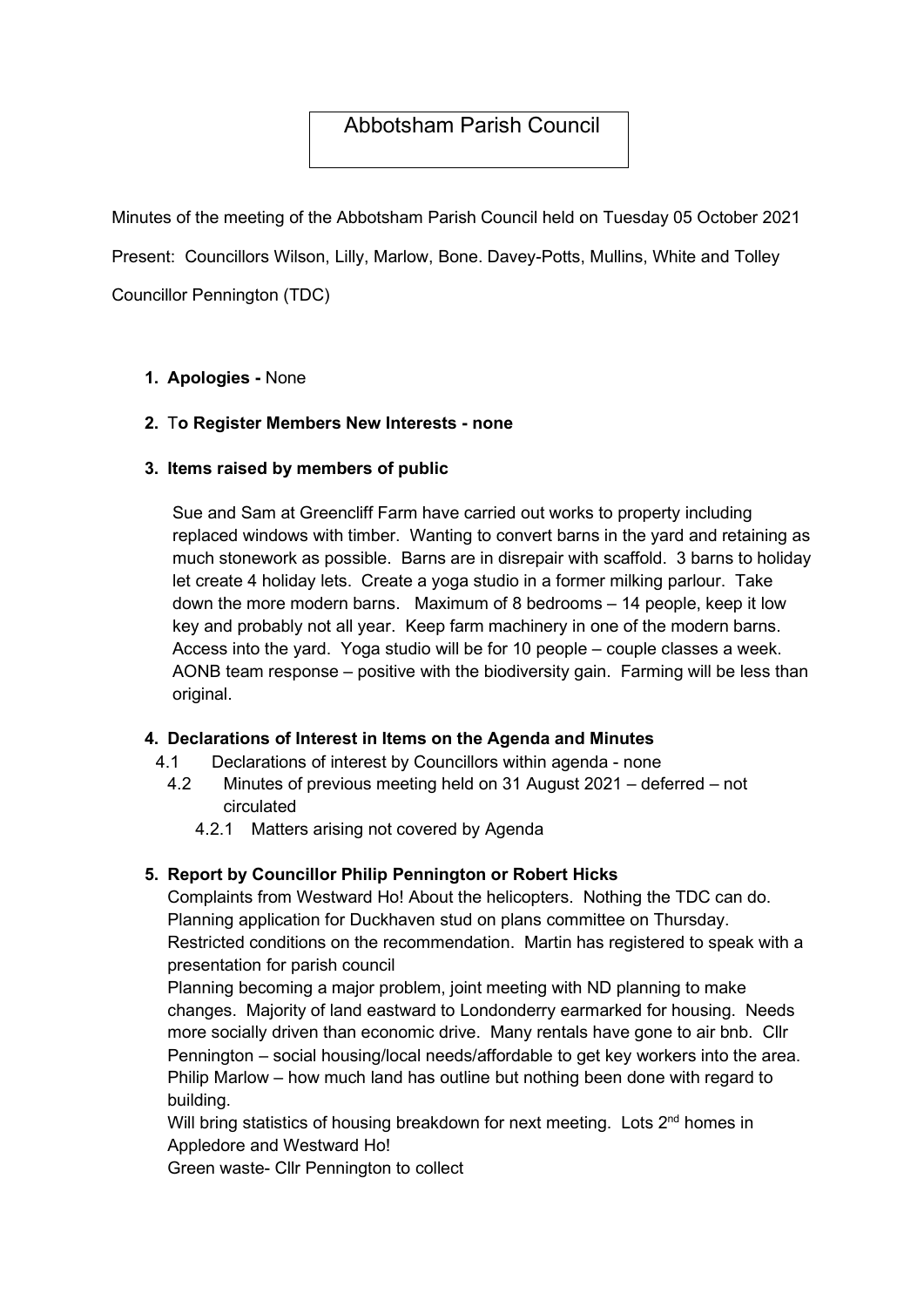# Abbotsham Parish Council

Minutes of the meeting of the Abbotsham Parish Council held on Tuesday 05 October 2021

Present: Councillors Wilson, Lilly, Marlow, Bone. Davey-Potts, Mullins, White and Tolley

Councillor Pennington (TDC)

1. **Apologies -** None

2. T**o Register Members New Interests - none**

3. **Items raised by members of public**

   Sue and Sam at Greencliff Farm have carried out works to property including replaced windows with timber. Wanting to convert barns in the yard and retaining as much stonework as possible. Barns are in disrepair with scaffold. 3 barns to holiday let create 4 holiday lets. Create a yoga studio in a former milking parlour. Take down the more modern barns. Maximum of 8 bedrooms – 14 people, keep it low key and probably not all year. Keep farm machinery in one of the modern barns. Access into the yard. Yoga studio will be for 10 people – couple classes a week. AONB team response – positive with the biodiversity gain. Farming will be less than original.

4. **Declarations of Interest in Items on the Agenda and Minutes**

   4.1 Declarations of interest by Councillors within agenda - none

   4.2 Minutes of previous meeting held on 31 August 2021 – deferred – not circulated

   4.2.1 Matters arising not covered by Agenda

5. **Report by Councillor Philip Pennington or Robert Hicks**

   Complaints from Westward Ho! About the helicopters. Nothing the TDC can do.
   Planning application for Duckhaven stud on plans committee on Thursday.
   Restricted conditions on the recommendation. Martin has registered to speak with a presentation for parish council

   Planning becoming a major problem, joint meeting with ND planning to make changes. Majority of land eastward to Londonderry earmarked for housing. Needs more socially driven than economic drive. Many rentals have gone to air bnb. Cllr Pennington – social housing/local needs/affordable to get key workers into the area. Philip Marlow – how much land has outline but nothing been done with regard to building.

   Will bring statistics of housing breakdown for next meeting. Lots 2nd homes in Appledore and Westward Ho!

   Green waste- Cllr Pennington to collect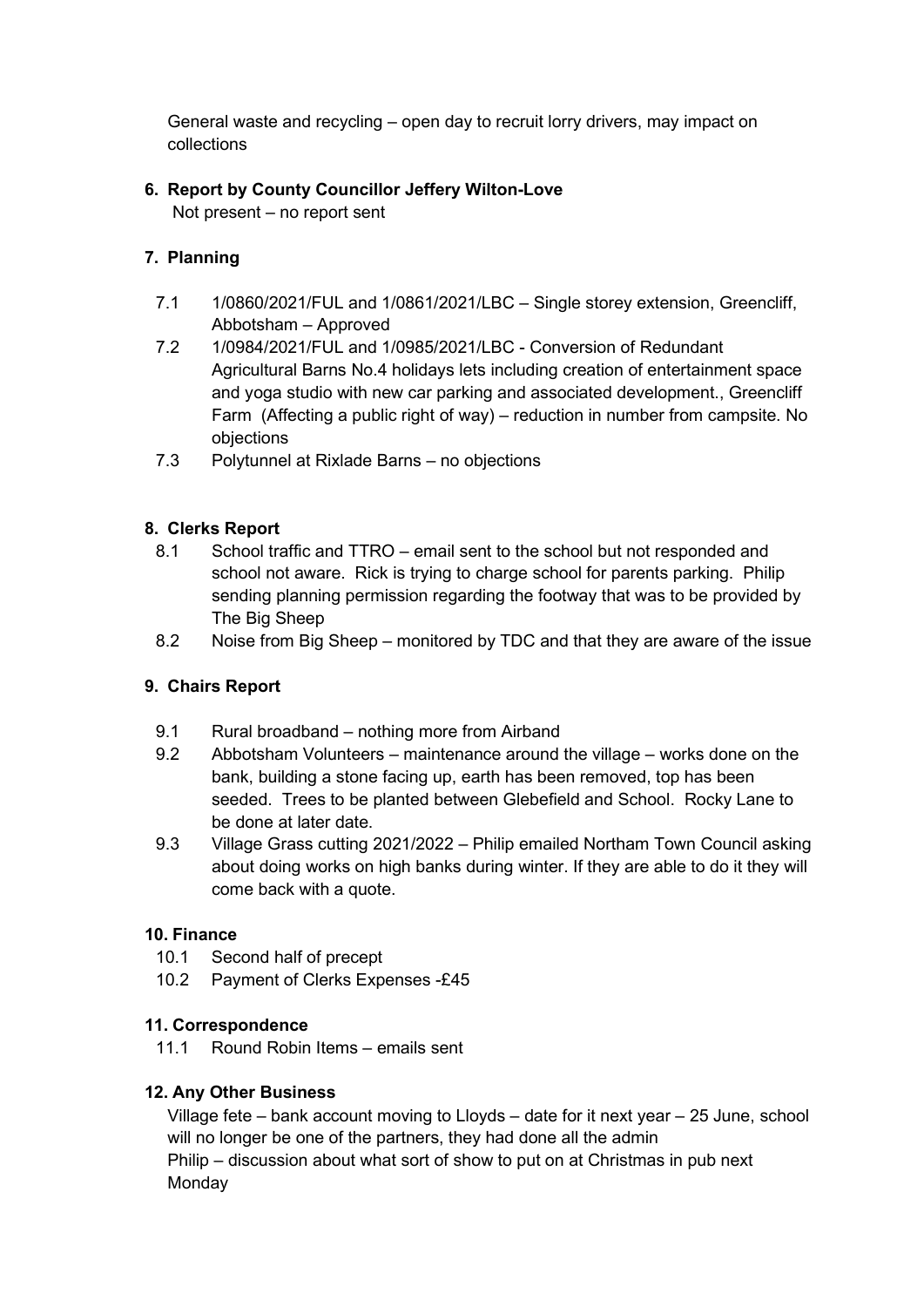General waste and recycling – open day to recruit lorry drivers, may impact on collections

**6. Report by County Councillor Jeffery Wilton-Love**

Not present – no report sent

**7. Planning**

7.1 1/0860/2021/FUL and 1/0861/2021/LBC – Single storey extension, Greencliff, Abbotsham – Approved

7.2 1/0984/2021/FUL and 1/0985/2021/LBC - Conversion of Redundant Agricultural Barns No.4 holidays lets including creation of entertainment space and yoga studio with new car parking and associated development., Greencliff Farm (Affecting a public right of way) – reduction in number from campsite. No objections

7.3 Polytunnel at Rixlade Barns – no objections

**8. Clerks Report**

8.1 School traffic and TTRO – email sent to the school but not responded and school not aware. Rick is trying to charge school for parents parking. Philip sending planning permission regarding the footway that was to be provided by The Big Sheep

8.2 Noise from Big Sheep – monitored by TDC and that they are aware of the issue

**9. Chairs Report**

9.1 Rural broadband – nothing more from Airband

9.2 Abbotsham Volunteers – maintenance around the village – works done on the bank, building a stone facing up, earth has been removed, top has been seeded. Trees to be planted between Glebefield and School. Rocky Lane to be done at later date.

9.3 Village Grass cutting 2021/2022 – Philip emailed Northam Town Council asking about doing works on high banks during winter. If they are able to do it they will come back with a quote.

**10. Finance**

10.1 Second half of precept

10.2 Payment of Clerks Expenses -£45

**11. Correspondence**

11.1 Round Robin Items – emails sent

**12. Any Other Business**

Village fete – bank account moving to Lloyds – date for it next year – 25 June, school will no longer be one of the partners, they had done all the admin

Philip – discussion about what sort of show to put on at Christmas in pub next Monday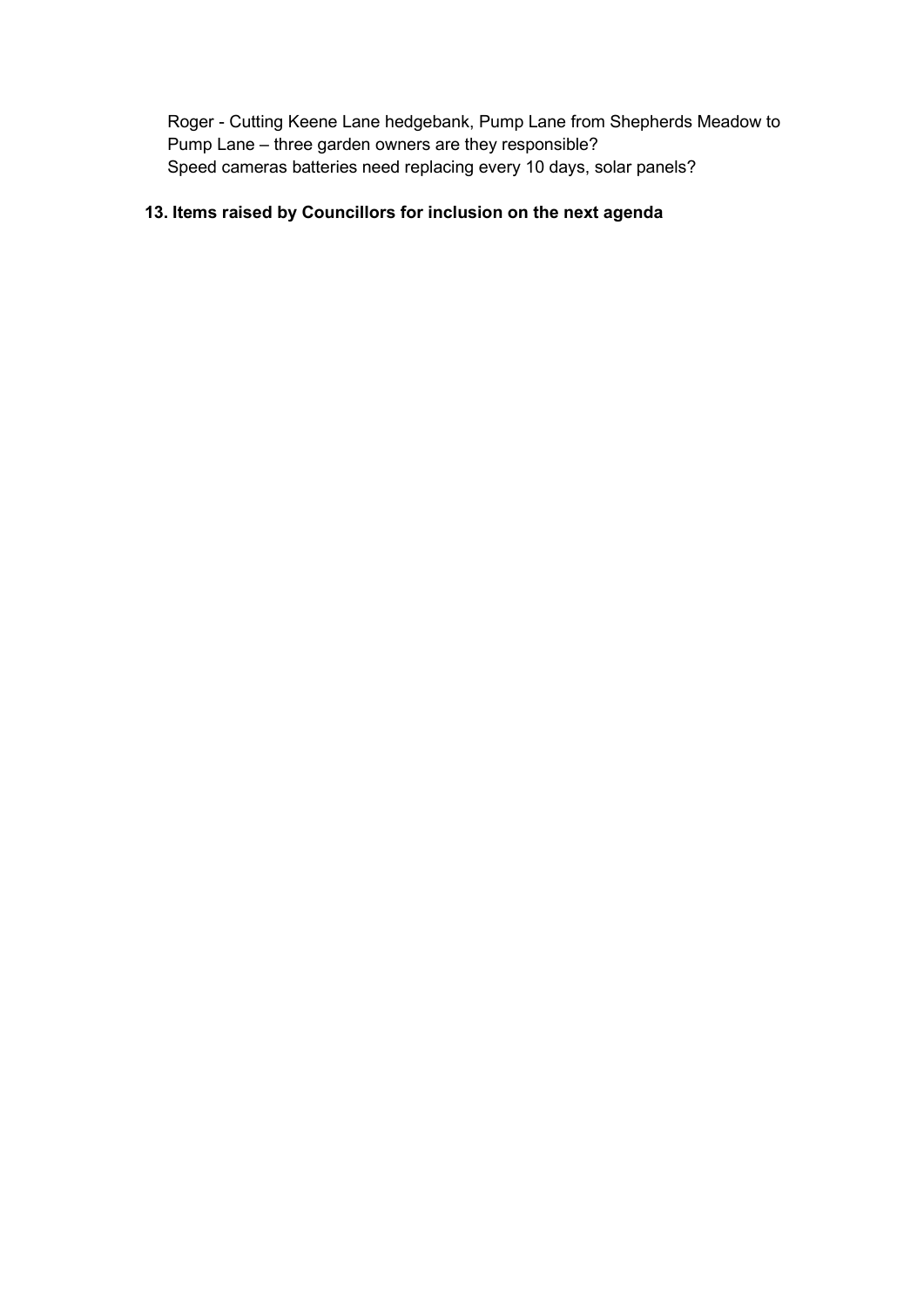Roger - Cutting Keene Lane hedgebank, Pump Lane from Shepherds Meadow to Pump Lane – three garden owners are they responsible?
Speed cameras batteries need replacing every 10 days, solar panels?

**13. Items raised by Councillors for inclusion on the next agenda**